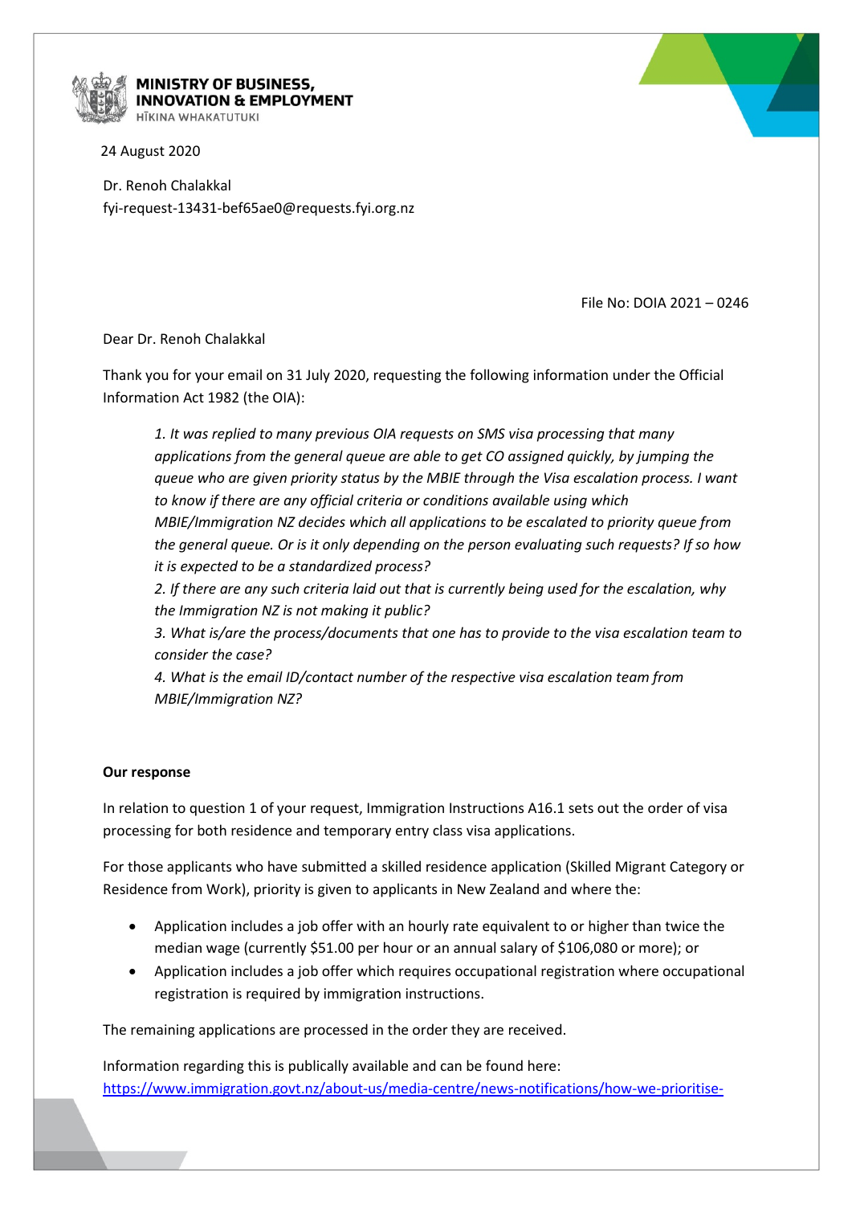**MINISTRY OF BUSINESS, INNOVATION & EMPLOYMENT**
HĪKINA WHAKATUTUKI

24 August 2020

Dr. Renoh Chalakkal
fyi-request-13431-bef65ae0@requests.fyi.org.nz

File No: DOIA 2021 – 0246

Dear Dr. Renoh Chalakkal

Thank you for your email on 31 July 2020, requesting the following information under the Official Information Act 1982 (the OIA):

> *1. It was replied to many previous OIA requests on SMS visa processing that many applications from the general queue are able to get CO assigned quickly, by jumping the queue who are given priority status by the MBIE through the Visa escalation process. I want to know if there are any official criteria or conditions available using which MBIE/Immigration NZ decides which all applications to be escalated to priority queue from the general queue. Or is it only depending on the person evaluating such requests? If so how it is expected to be a standardized process?*
>
> *2. If there are any such criteria laid out that is currently being used for the escalation, why the Immigration NZ is not making it public?*
>
> *3. What is/are the process/documents that one has to provide to the visa escalation team to consider the case?*
>
> *4. What is the email ID/contact number of the respective visa escalation team from MBIE/Immigration NZ?*

**Our response**

In relation to question 1 of your request, Immigration Instructions A16.1 sets out the order of visa processing for both residence and temporary entry class visa applications.

For those applicants who have submitted a skilled residence application (Skilled Migrant Category or Residence from Work), priority is given to applicants in New Zealand and where the:

- Application includes a job offer with an hourly rate equivalent to or higher than twice the median wage (currently $51.00 per hour or an annual salary of $106,080 or more); or
- Application includes a job offer which requires occupational registration where occupational registration is required by immigration instructions.

The remaining applications are processed in the order they are received.

Information regarding this is publically available and can be found here: https://www.immigration.govt.nz/about-us/media-centre/news-notifications/how-we-prioritise-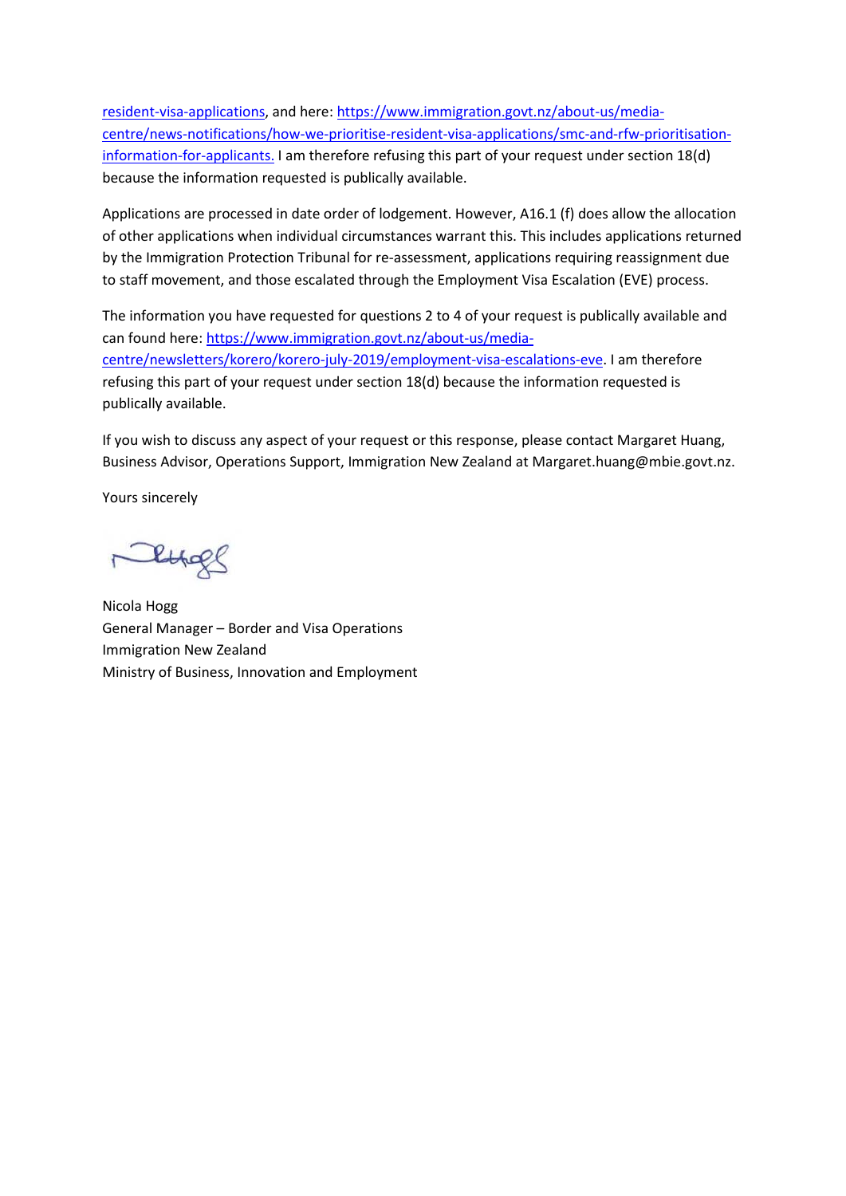resident-visa-applications, and here: https://www.immigration.govt.nz/about-us/media-centre/news-notifications/how-we-prioritise-resident-visa-applications/smc-and-rfw-prioritisation-information-for-applicants. I am therefore refusing this part of your request under section 18(d) because the information requested is publically available.

Applications are processed in date order of lodgement. However, A16.1 (f) does allow the allocation of other applications when individual circumstances warrant this. This includes applications returned by the Immigration Protection Tribunal for re-assessment, applications requiring reassignment due to staff movement, and those escalated through the Employment Visa Escalation (EVE) process.

The information you have requested for questions 2 to 4 of your request is publically available and can found here: https://www.immigration.govt.nz/about-us/media-centre/newsletters/korero/korero-july-2019/employment-visa-escalations-eve. I am therefore refusing this part of your request under section 18(d) because the information requested is publically available.

If you wish to discuss any aspect of your request or this response, please contact Margaret Huang, Business Advisor, Operations Support, Immigration New Zealand at Margaret.huang@mbie.govt.nz.

Yours sincerely

Nicola Hogg
General Manager – Border and Visa Operations
Immigration New Zealand
Ministry of Business, Innovation and Employment